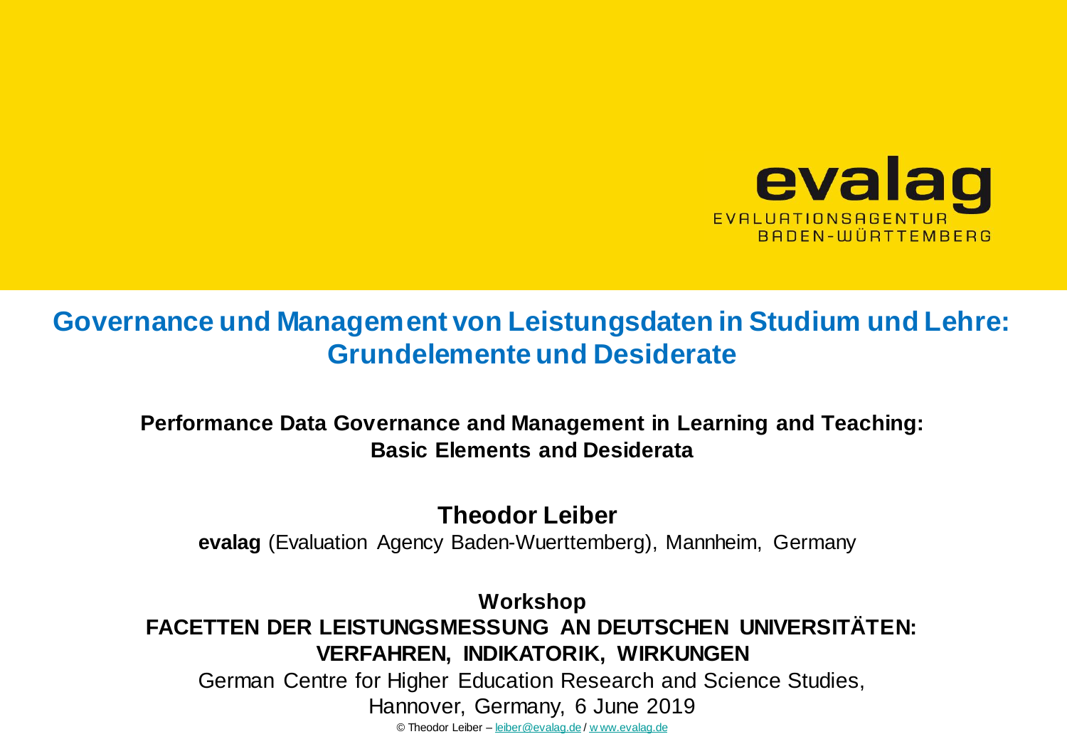evalag

EVALUATIONSAGENTUR BADEN-WÜRTTEMBERG

# Governance und Management von Leistungsdaten in Studium und Lehre: Grundelemente und Desiderate

## Performance Data Governance and Management in Learning and Teaching: Basic Elements and Desiderata

**Theodor Leiber**

**evalag** (Evaluation Agency Baden-Wuerttemberg), Mannheim, Germany

**Workshop**

**FACETTEN DER LEISTUNGSMESSUNG AN DEUTSCHEN UNIVERSITÄTEN: VERFAHREN, INDIKATORIK, WIRKUNGEN**

German Centre for Higher Education Research and Science Studies, Hannover, Germany, 6 June 2019

© Theodor Leiber – leiber@evalag.de / www.evalag.de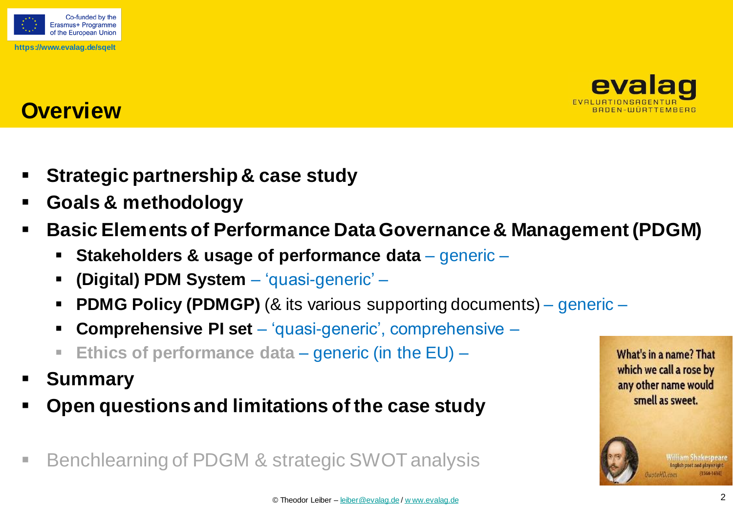# Overview

- **Strategic partnership & case study**
- **Goals & methodology**
- **Basic Elements of Performance Data Governance & Management (PDGM)**
  - **Stakeholders & usage of performance data** – generic –
  - **(Digital) PDM System** – 'quasi-generic' –
  - **PDMG Policy (PDMGP)** (& its various supporting documents) – generic –
  - **Comprehensive PI set** – 'quasi-generic', comprehensive –
  - **Ethics of performance data** – generic (in the EU) –
- **Summary**
- **Open questions and limitations of the case study**

- Benchlearning of PDGM & strategic SWOT analysis

What's in a name? That which we call a rose by any other name would smell as sweet.

William Shakespeare
English poet and playwright
(1564-1616)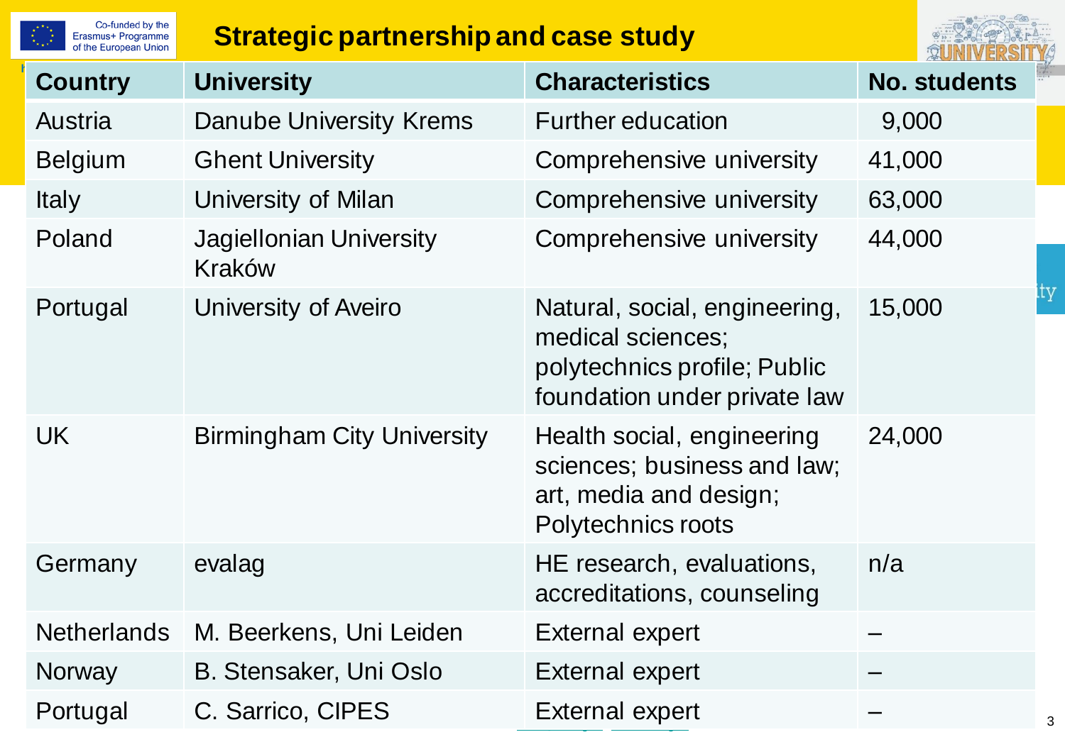# Strategic partnership and case study

| Country | University | Characteristics | No. students |
| --- | --- | --- | --- |
| Austria | Danube University Krems | Further education | 9,000 |
| Belgium | Ghent University | Comprehensive university | 41,000 |
| Italy | University of Milan | Comprehensive university | 63,000 |
| Poland | Jagiellonian University Kraków | Comprehensive university | 44,000 |
| Portugal | University of Aveiro | Natural, social, engineering, medical sciences; polytechnics profile; Public foundation under private law | 15,000 |
| UK | Birmingham City University | Health social, engineering sciences; business and law; art, media and design; Polytechnics roots | 24,000 |
| Germany | evalag | HE research, evaluations, accreditations, counseling | n/a |
| Netherlands | M. Beerkens, Uni Leiden | External expert | – |
| Norway | B. Stensaker, Uni Oslo | External expert | – |
| Portugal | C. Sarrico, CIPES | External expert | – |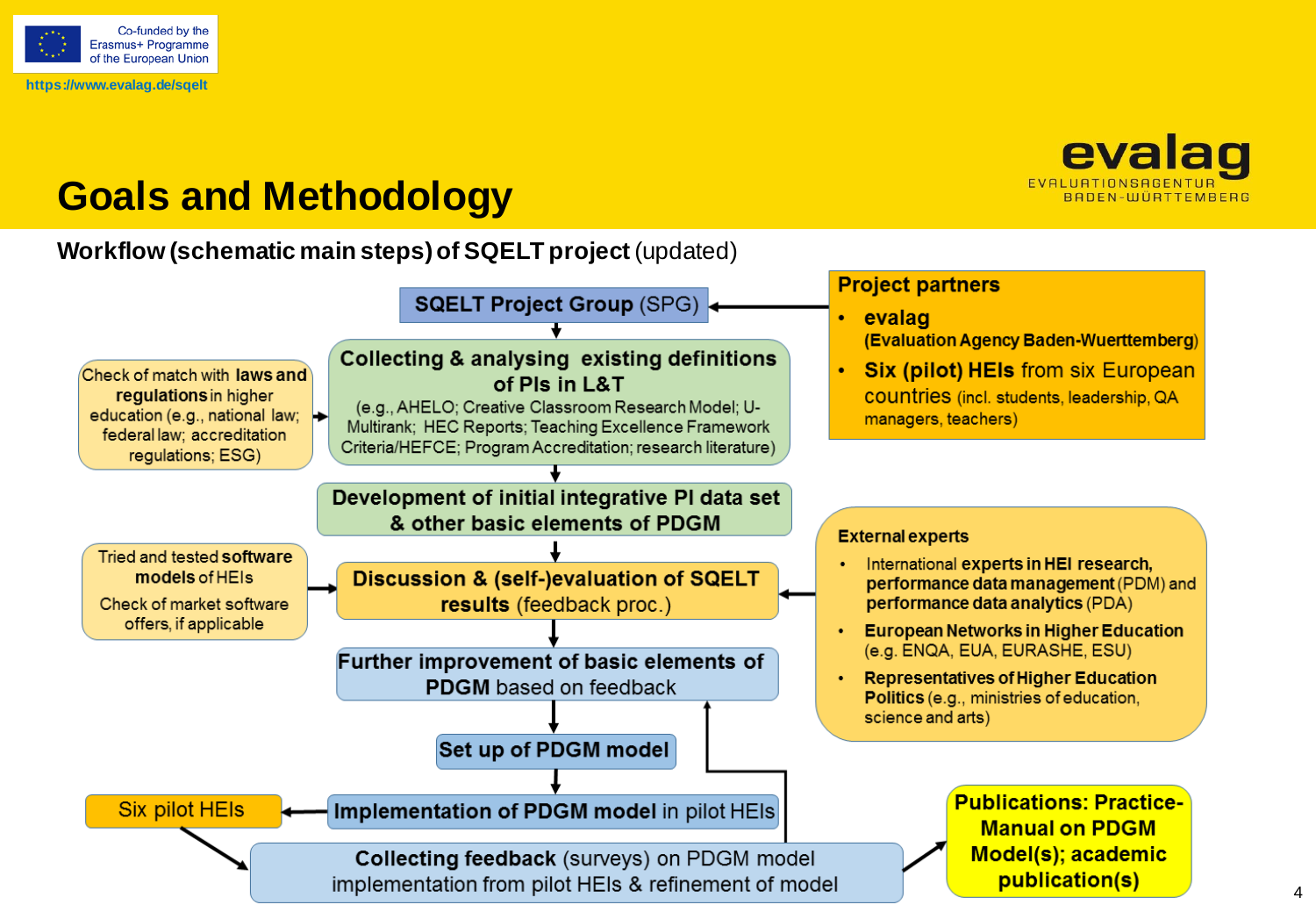Co-funded by the Erasmus+ Programme of the European Union

https://www.evalag.de/sqelt

evalag
EVALUATIONSAGENTUR BADEN-WÜRTTEMBERG

# Goals and Methodology

**Workflow (schematic main steps) of SQELT project** (updated)

**SQELT Project Group** (SPG)

**Collecting & analysing existing definitions of PIs in L&T**
(e.g., AHELO; Creative Classroom Research Model; U-Multirank; HEC Reports; Teaching Excellence Framework Criteria/HEFCE; Program Accreditation; research literature)

**Development of initial integrative PI data set & other basic elements of PDGM**

**Discussion & (self-)evaluation of SQELT results** (feedback proc.)

**Further improvement of basic elements of PDGM** based on feedback

**Set up of PDGM model**

**Implementation of PDGM model** in pilot HEIs

**Collecting feedback** (surveys) on PDGM model implementation from pilot HEIs & refinement of model

---

**Project partners**

- **evalag** **(Evaluation Agency Baden-Wuerttemberg)**
- **Six (pilot) HEIs** from six European countries (incl. students, leadership, QA managers, teachers)

Check of match with **laws and regulations** in higher education (e.g., national law; federal law; accreditation regulations; ESG)

Tried and tested **software models** of HEIs

Check of market software offers, if applicable

**External experts**

- International **experts in HEI research, performance data management** (PDM) and **performance data analytics** (PDA)
- **European Networks in Higher Education** (e.g. ENQA, EUA, EURASHE, ESU)
- **Representatives of Higher Education Politics** (e.g., ministries of education, science and arts)

Six pilot HEIs

**Publications: Practice-Manual on PDGM Model(s); academic publication(s)**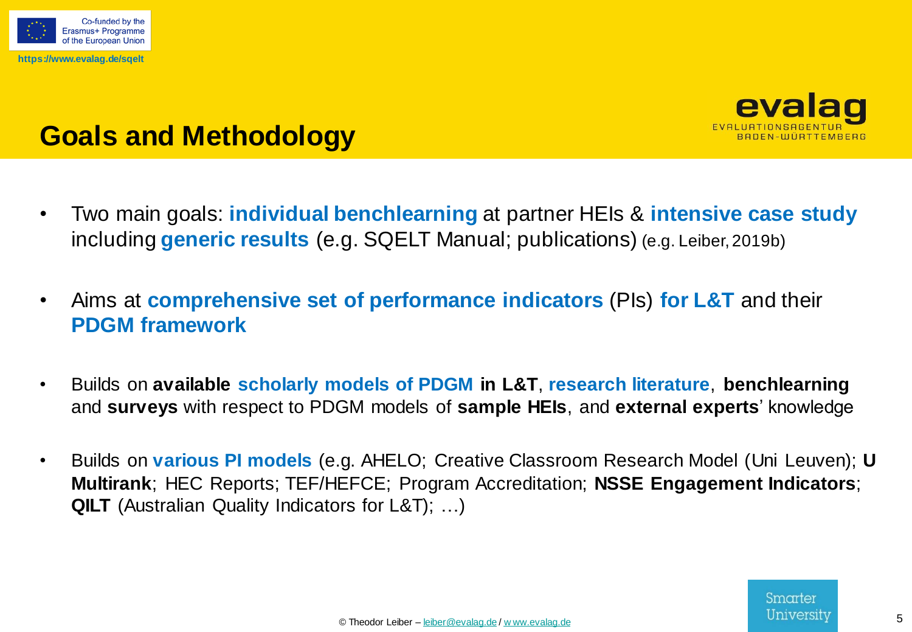# Goals and Methodology

- Two main goals: **individual benchlearning** at partner HEIs & **intensive case study** including **generic results** (e.g. SQELT Manual; publications) (e.g. Leiber, 2019b)
- Aims at **comprehensive set of performance indicators** (PIs) **for L&T** and their **PDGM framework**
- Builds on **available scholarly models of PDGM in L&T**, **research literature**, **benchlearning** and **surveys** with respect to PDGM models of **sample HEIs**, and **external experts**' knowledge
- Builds on **various PI models** (e.g. AHELO; Creative Classroom Research Model (Uni Leuven); **U Multirank**; HEC Reports; TEF/HEFCE; Program Accreditation; **NSSE Engagement Indicators**; **QILT** (Australian Quality Indicators for L&T); …)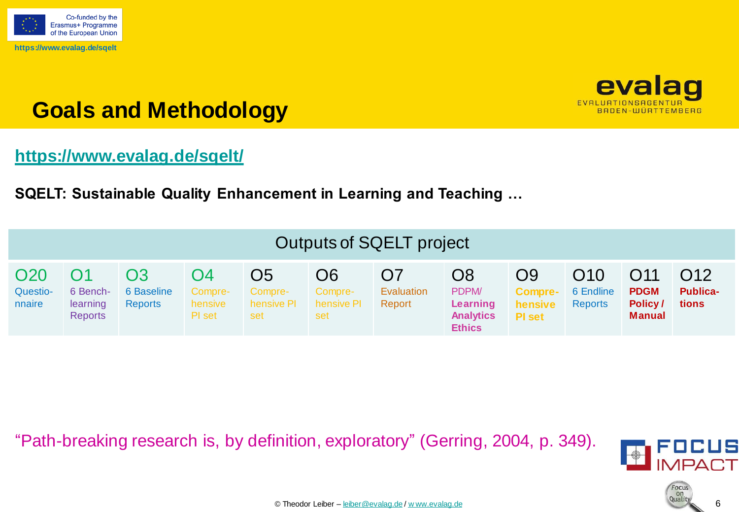# Goals and Methodology

https://www.evalag.de/sqelt/

**SQELT: Sustainable Quality Enhancement in Learning and Teaching …**

| Outputs of SQELT project | | | | | | | | | | | |
|---|---|---|---|---|---|---|---|---|---|---|---|
| O20 Questio-nnaire | O1 6 Bench-learning Reports | O3 6 Baseline Reports | O4 Compre-hensive PI set | O5 Compre-hensive PI set | O6 Compre-hensive PI set | O7 Evaluation Report | O8 PDPM/ **Learning Analytics Ethics** | O9 **Compre-hensive PI set** | O10 6 Endline Reports | O11 **PDGM Policy / Manual** | O12 **Publica-tions** |

"Path-breaking research is, by definition, exploratory" (Gerring, 2004, p. 349).

© Theodor Leiber – leiber@evalag.de / www.evalag.de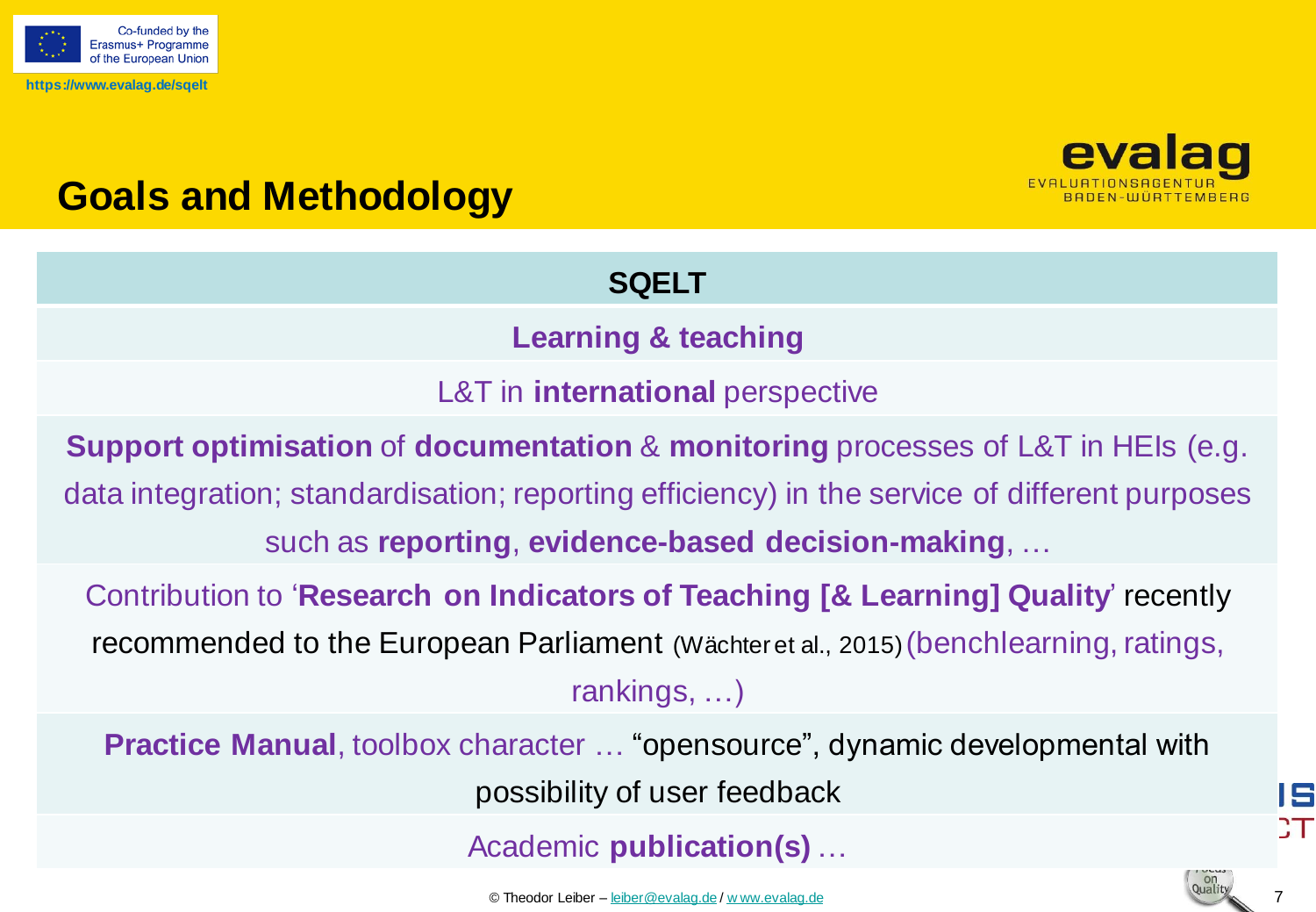# Goals and Methodology

| SQELT |
| --- |
| **Learning & teaching** |
| L&T in **international** perspective |
| **Support optimisation** of **documentation** & **monitoring** processes of L&T in HEIs (e.g. data integration; standardisation; reporting efficiency) in the service of different purposes such as **reporting**, **evidence-based decision-making**, … |
| Contribution to '**Research on Indicators of Teaching [& Learning] Quality**' recently recommended to the European Parliament (Wächter et al., 2015) (benchlearning, ratings, rankings, …) |
| **Practice Manual**, toolbox character … "opensource", dynamic developmental with possibility of user feedback |
| Academic **publication(s)** … |

© Theodor Leiber – leiber@evalag.de / www.evalag.de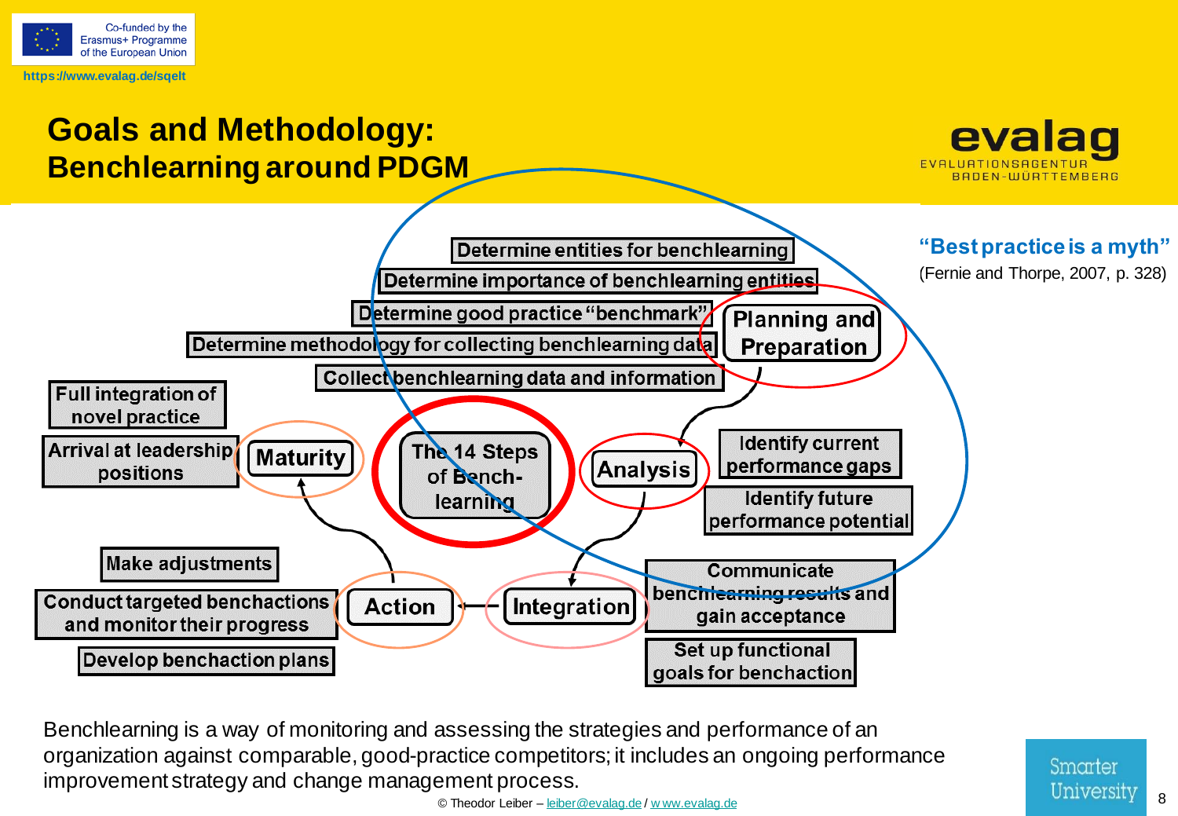Co-funded by the Erasmus+ Programme of the European Union

https://www.evalag.de/sqelt

# Goals and Methodology: Benchlearning around PDGM

**"Best practice is a myth"**
(Fernie and Thorpe, 2007, p. 328)

**The 14 Steps of Benchlearning**

**Planning and Preparation**
- Determine entities for benchlearning
- Determine importance of benchlearning entities
- Determine good practice "benchmark"
- Determine methodology for collecting benchlearning data
- Collect benchlearning data and information

**Analysis**
- Identify current performance gaps
- Identify future performance potential

**Integration**
- Communicate benchlearning results and gain acceptance
- Set up functional goals for benchaction

**Action**
- Develop benchaction plans
- Conduct targeted benchactions and monitor their progress
- Make adjustments

**Maturity**
- Arrival at leadership positions
- Full integration of novel practice

Benchlearning is a way of monitoring and assessing the strategies and performance of an organization against comparable, good-practice competitors; it includes an ongoing performance improvement strategy and change management process.

© Theodor Leiber – leiber@evalag.de / www.evalag.de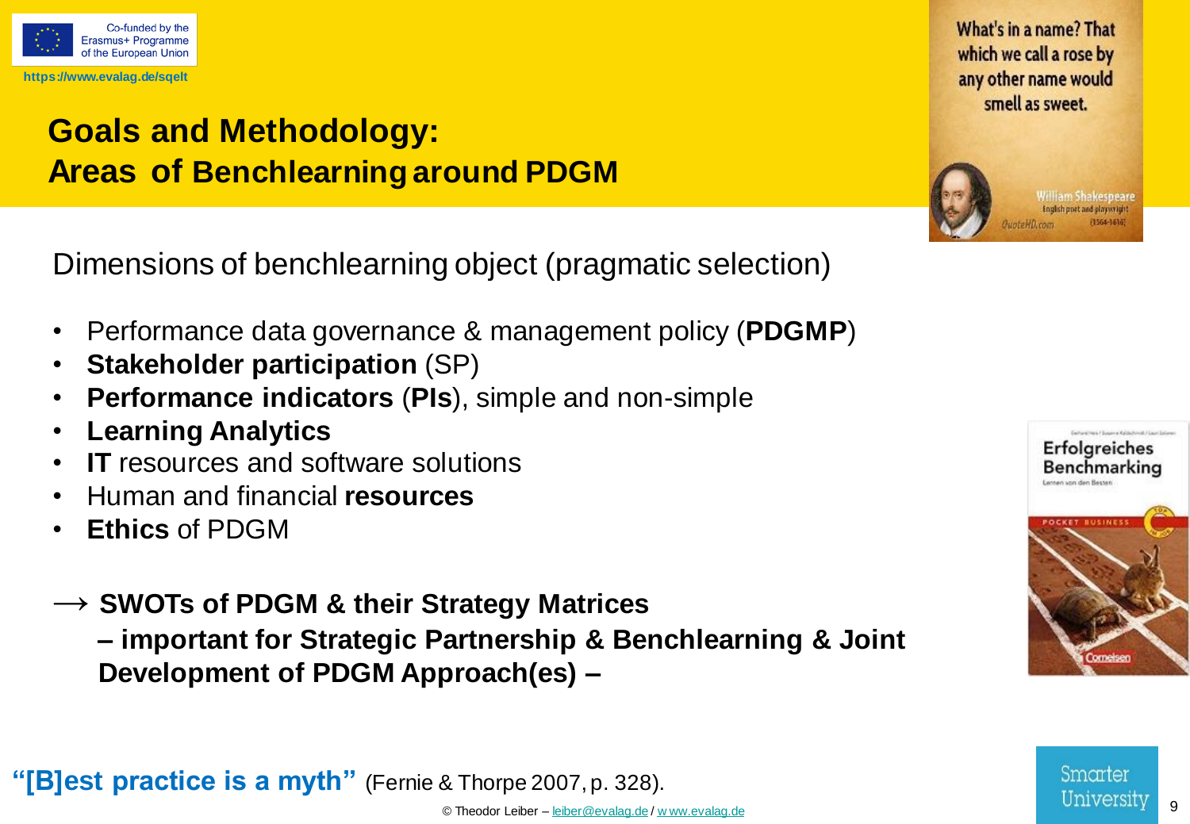# Goals and Methodology: Areas of Benchlearning around PDGM

Dimensions of benchlearning object (pragmatic selection)

- Performance data governance & management policy (**PDGMP**)
- **Stakeholder participation** (SP)
- **Performance indicators** (**PIs**), simple and non-simple
- **Learning Analytics**
- **IT** resources and software solutions
- Human and financial **resources**
- **Ethics** of PDGM

⟶ **SWOTs of PDGM & their Strategy Matrices – important for Strategic Partnership & Benchlearning & Joint Development of PDGM Approach(es) –**

**"[B]est practice is a myth"** (Fernie & Thorpe 2007, p. 328).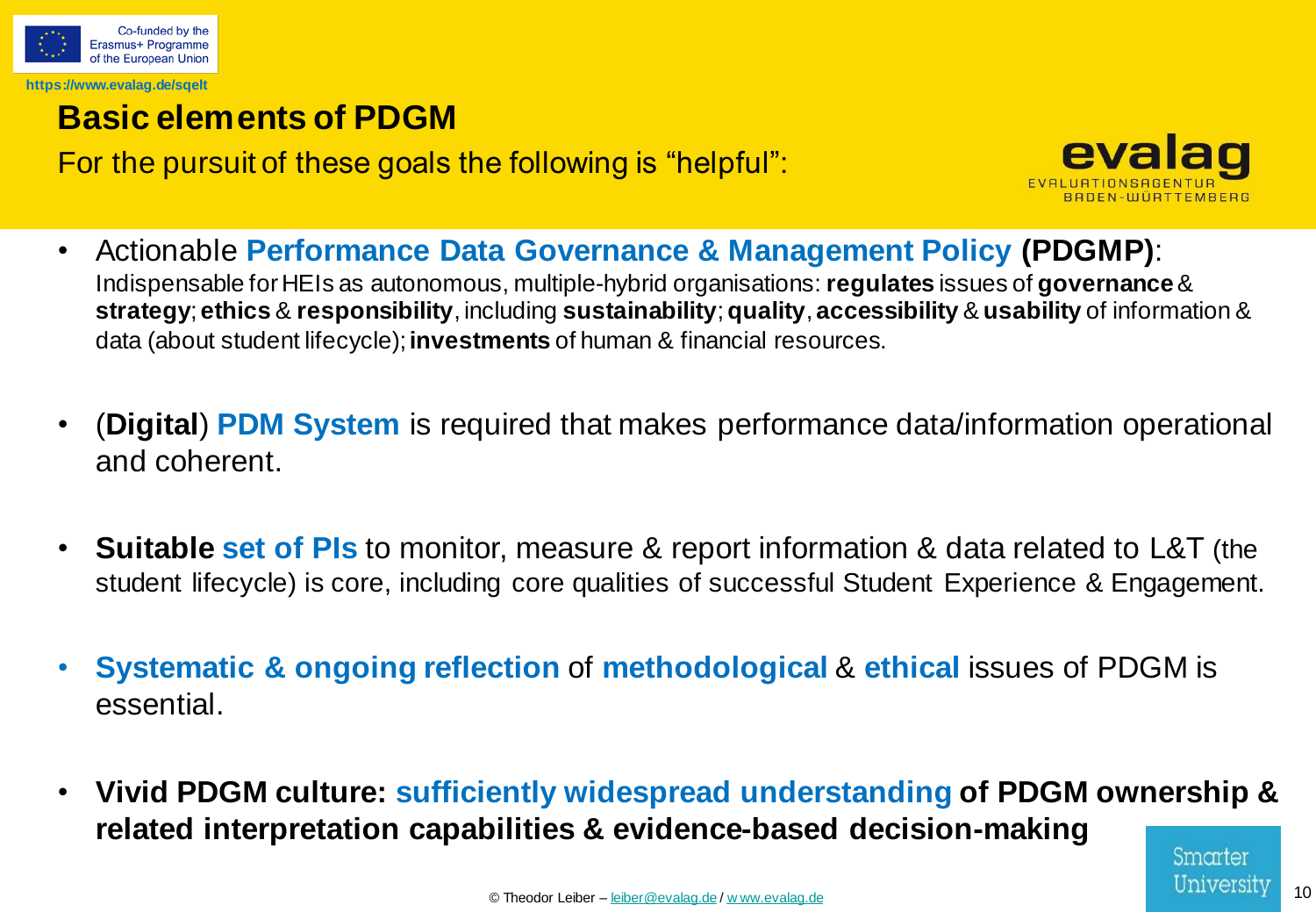# Basic elements of PDGM

For the pursuit of these goals the following is "helpful":

- Actionable **Performance Data Governance & Management Policy (PDGMP)**: Indispensable for HEIs as autonomous, multiple-hybrid organisations: **regulates** issues of **governance** & **strategy**; **ethics** & **responsibility**, including **sustainability**; **quality**, **accessibility** & **usability** of information & data (about student lifecycle); **investments** of human & financial resources.

- (**Digital**) **PDM System** is required that makes performance data/information operational and coherent.

- **Suitable set of PIs** to monitor, measure & report information & data related to L&T (the student lifecycle) is core, including core qualities of successful Student Experience & Engagement.

- **Systematic & ongoing reflection** of **methodological** & **ethical** issues of PDGM is essential.

- **Vivid PDGM culture: sufficiently widespread understanding of PDGM ownership & related interpretation capabilities & evidence-based decision-making**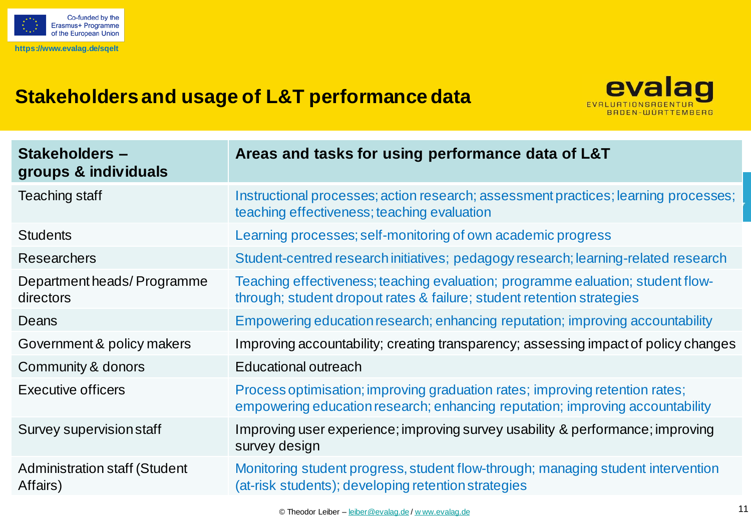# Stakeholders and usage of L&T performance data

| Stakeholders – groups & individuals | Areas and tasks for using performance data of L&T |
|---|---|
| Teaching staff | Instructional processes; action research; assessment practices; learning processes; teaching effectiveness; teaching evaluation |
| Students | Learning processes; self-monitoring of own academic progress |
| Researchers | Student-centred research initiatives; pedagogy research; learning-related research |
| Department heads/ Programme directors | Teaching effectiveness; teaching evaluation; programme ealuation; student flow-through; student dropout rates & failure; student retention strategies |
| Deans | Empowering education research; enhancing reputation; improving accountability |
| Government & policy makers | Improving accountability; creating transparency; assessing impact of policy changes |
| Community & donors | Educational outreach |
| Executive officers | Process optimisation; improving graduation rates; improving retention rates; empowering education research; enhancing reputation; improving accountability |
| Survey supervision staff | Improving user experience; improving survey usability & performance; improving survey design |
| Administration staff (Student Affairs) | Monitoring student progress, student flow-through; managing student intervention (at-risk students); developing retention strategies |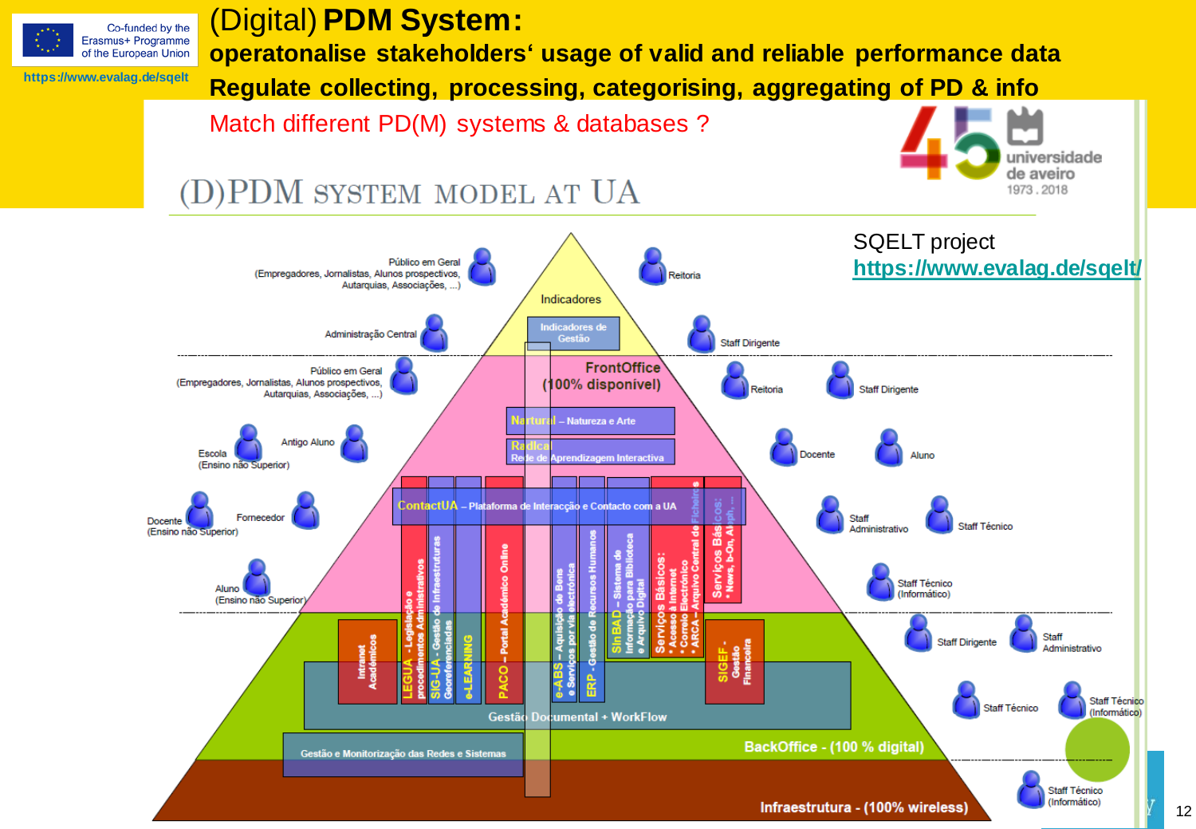Co-funded by the Erasmus+ Programme of the European Union

https://www.evalag.de/sqelt

# (Digital) **PDM System:**

**operatonalise stakeholders' usage of valid and reliable performance data**

**Regulate collecting, processing, categorising, aggregating of PD & info**

Match different PD(M) systems & databases ?

## (D)PDM SYSTEM MODEL AT UA

universidade de aveiro 1973 . 2018

SQELT project
https://www.evalag.de/sqelt/

Indicadores

Indicadores de Gestão

Público em Geral (Empregadores, Jornalistas, Alunos prospectivos, Autarquias, Associações, ...)

Reitoria

Administração Central

Staff Dirigente

FrontOffice (100% disponível)

Público em Geral (Empregadores, Jornalistas, Alunos prospectivos, Autarquias, Associações, ...)

Reitoria

Staff Dirigente

Nartural – Natureza e Arte

Radical – Rede de Aprendizagem Interactiva

Escola (Ensino não Superior)

Antigo Aluno

Docente

Aluno

ContactUA – Plataforma de Interacção e Contacto com a UA

Docente (Ensino não Superior)

Fornecedor

Staff Administrativo

Staff Técnico

Aluno (Ensino não Superior)

Staff Técnico (Informático)

Intranet Académicos

LEGUA - Legislação e procedimentos Administrativos

SIG-UA - Gestão de Infraestruturas Georeferenciadas

e-LEARNING

PACO – Portal Académico Online

e-ABS – Aquisição de Bens e Serviços por via electrónica

ERP - Gestão de Recursos Humanos

SInBAD – Sistema de Informação para Biblioteca e Arquivo Digital

Serviços Básicos: * Acesso à Internet * Correio Electrónico * ARCA – Arquivo Central de Ficheiros

Serviços Básicos: * News, b-On, Aleph, ...

SIGEF - Gestão Financeira

Staff Dirigente

Staff Administrativo

Gestão Documental + WorkFlow

Staff Técnico

Staff Técnico (Informático)

Gestão e Monitorização das Redes e Sistemas

BackOffice - (100 % digital)

Infraestrutura - (100% wireless)

Staff Técnico (Informático)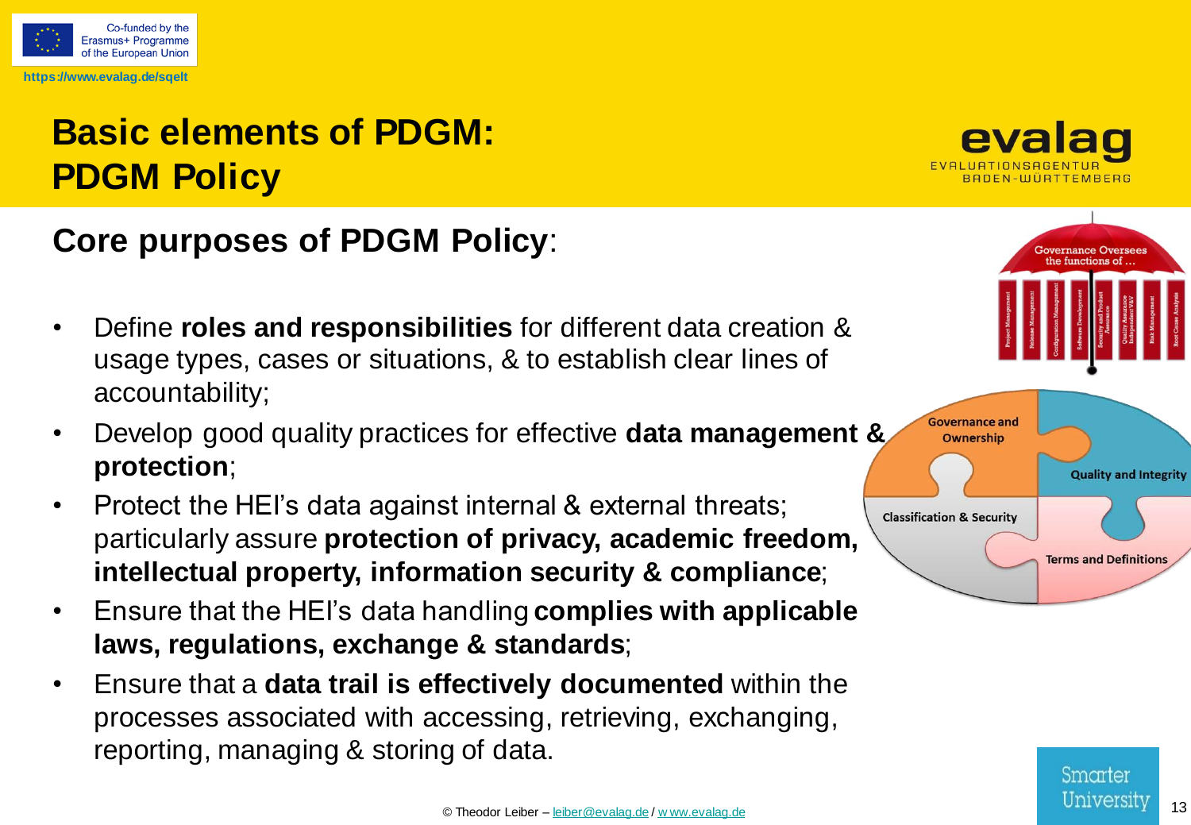# Basic elements of PDGM: PDGM Policy

## Core purposes of PDGM Policy:

- Define **roles and responsibilities** for different data creation & usage types, cases or situations, & to establish clear lines of accountability;
- Develop good quality practices for effective **data management & protection**;
- Protect the HEI's data against internal & external threats; particularly assure **protection of privacy, academic freedom, intellectual property, information security & compliance**;
- Ensure that the HEI's data handling **complies with applicable laws, regulations, exchange & standards**;
- Ensure that a **data trail is effectively documented** within the processes associated with accessing, retrieving, exchanging, reporting, managing & storing of data.

© Theodor Leiber – leiber@evalag.de / www.evalag.de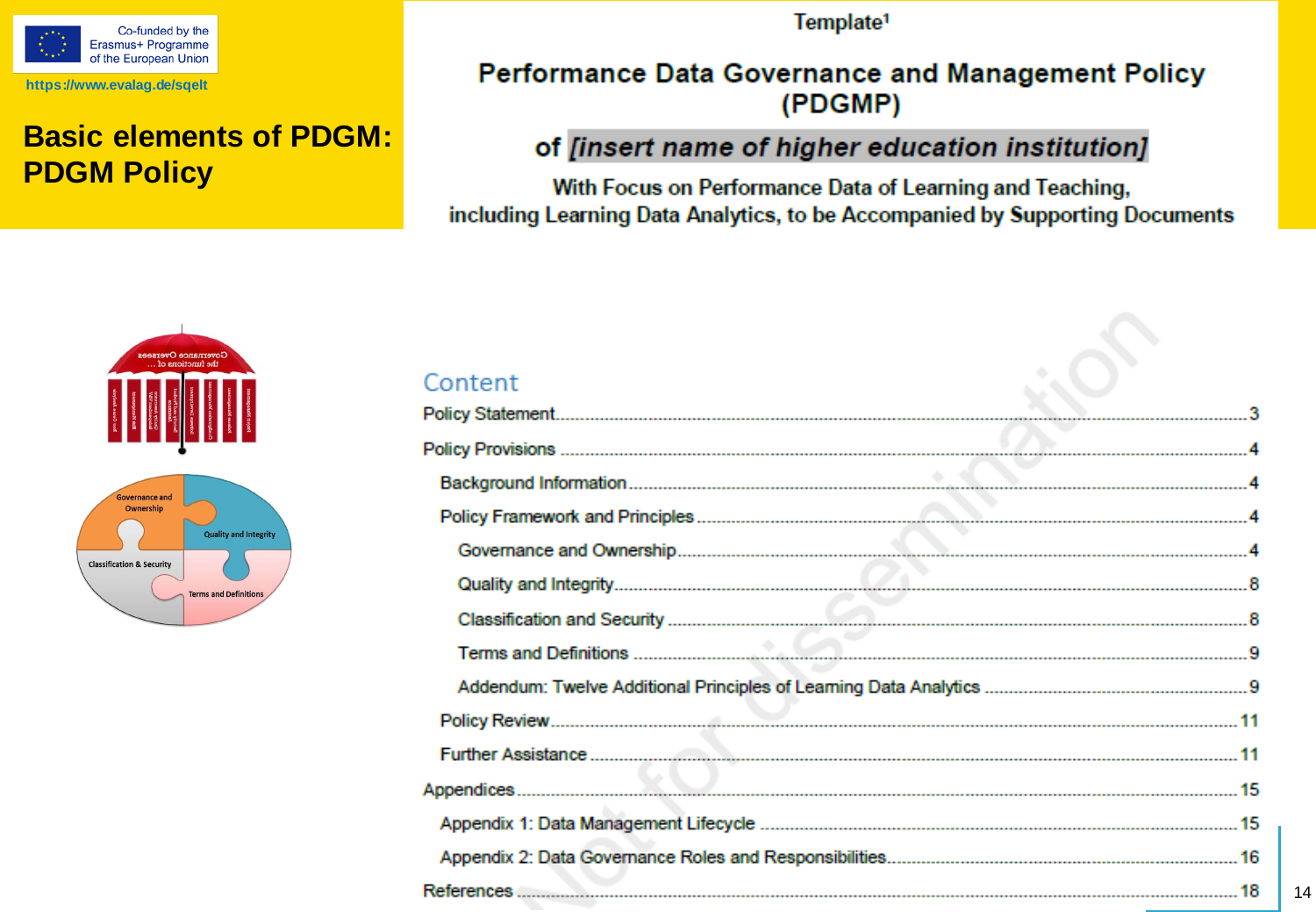Co-funded by the Erasmus+ Programme of the European Union

https://www.evalag.de/sqelt

# Basic elements of PDGM: PDGM Policy

Template[1]

## Performance Data Governance and Management Policy (PDGMP)

## of *[insert name of higher education institution]*

**With Focus on Performance Data of Learning and Teaching, including Learning Data Analytics, to be Accompanied by Supporting Documents**

Governance and Ownership

Quality and Integrity

Classification & Security

Terms and Definitions

### Content

| | |
|---|---|
| Policy Statement | 3 |
| Policy Provisions | 4 |
| Background Information | 4 |
| Policy Framework and Principles | 4 |
| Governance and Ownership | 4 |
| Quality and Integrity | 8 |
| Classification and Security | 8 |
| Terms and Definitions | 9 |
| Addendum: Twelve Additional Principles of Learning Data Analytics | 9 |
| Policy Review | 11 |
| Further Assistance | 11 |
| Appendices | 15 |
| Appendix 1: Data Management Lifecycle | 15 |
| Appendix 2: Data Governance Roles and Responsibilities | 16 |
| References | 18 |

Not for dissemination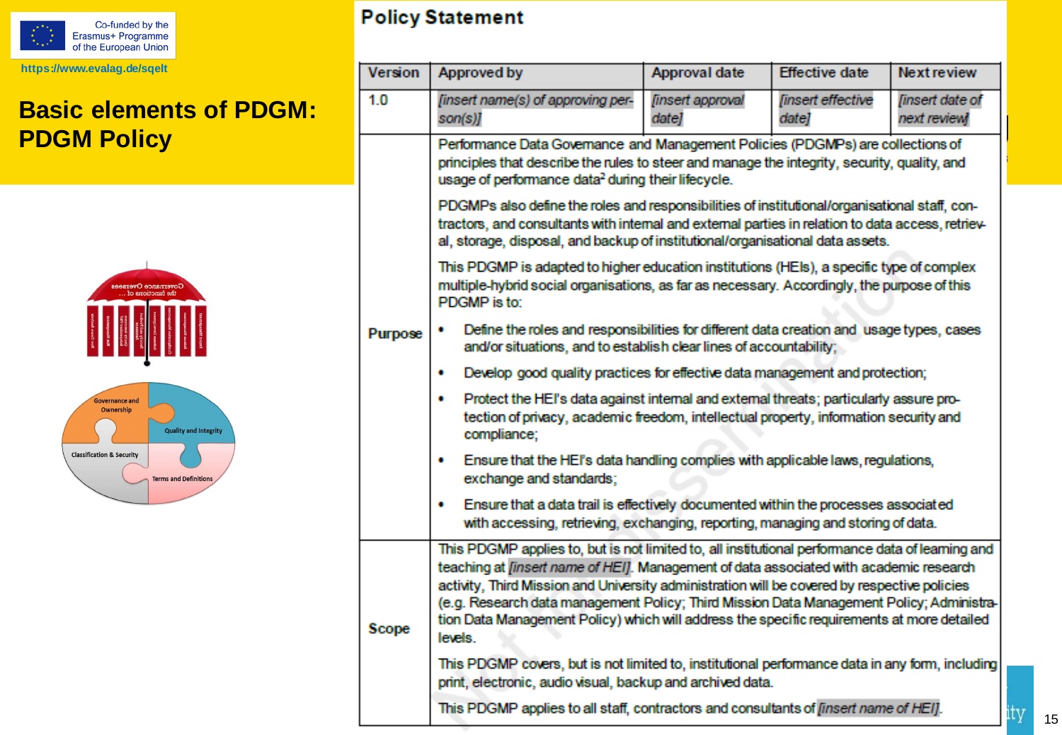Co-funded by the Erasmus+ Programme of the European Union

https://www.evalag.de/sqelt

# Basic elements of PDGM: PDGM Policy

## Policy Statement

| Version | Approved by | Approval date | Effective date | Next review |
|---|---|---|---|---|
| 1.0 | *[insert name(s) of approving person(s)]* | *[insert approval date]* | *[insert effective date]* | *[insert date of next review]* |

| | |
|---|---|
| **Purpose** | Performance Data Governance and Management Policies (PDGMPs) are collections of principles that describe the rules to steer and manage the integrity, security, quality, and usage of performance data[2] during their lifecycle.<br><br>PDGMPs also define the roles and responsibilities of institutional/organisational staff, contractors, and consultants with internal and external parties in relation to data access, retrieval, storage, disposal, and backup of institutional/organisational data assets.<br><br>This PDGMP is adapted to higher education institutions (HEIs), a specific type of complex multiple-hybrid social organisations, as far as necessary. Accordingly, the purpose of this PDGMP is to:<br><br>• Define the roles and responsibilities for different data creation and usage types, cases and/or situations, and to establish clear lines of accountability;<br>• Develop good quality practices for effective data management and protection;<br>• Protect the HEI's data against internal and external threats; particularly assure protection of privacy, academic freedom, intellectual property, information security and compliance;<br>• Ensure that the HEI's data handling complies with applicable laws, regulations, exchange and standards;<br>• Ensure that a data trail is effectively documented within the processes associated with accessing, retrieving, exchanging, reporting, managing and storing of data. |
| **Scope** | This PDGMP applies to, but is not limited to, all institutional performance data of learning and teaching at *[insert name of HEI]*. Management of data associated with academic research activity, Third Mission and University administration will be covered by respective policies (e.g. Research data management Policy; Third Mission Data Management Policy; Administration Data Management Policy) which will address the specific requirements at more detailed levels.<br><br>This PDGMP covers, but is not limited to, institutional performance data in any form, including print, electronic, audio visual, backup and archived data.<br><br>This PDGMP applies to all staff, contractors and consultants of *[insert name of HEI]*. |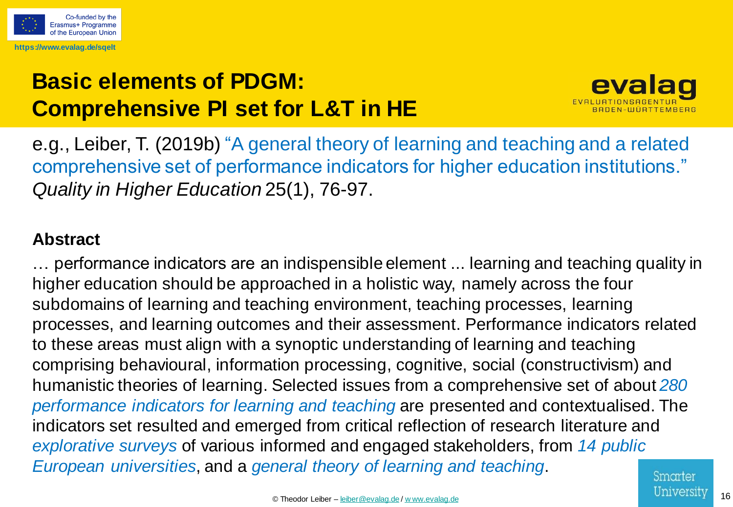# Basic elements of PDGM: Comprehensive PI set for L&T in HE

e.g., Leiber, T. (2019b) "A general theory of learning and teaching and a related comprehensive set of performance indicators for higher education institutions." *Quality in Higher Education* 25(1), 76-97.

**Abstract**

… performance indicators are an indispensible element ... learning and teaching quality in higher education should be approached in a holistic way, namely across the four subdomains of learning and teaching environment, teaching processes, learning processes, and learning outcomes and their assessment. Performance indicators related to these areas must align with a synoptic understanding of learning and teaching comprising behavioural, information processing, cognitive, social (constructivism) and humanistic theories of learning. Selected issues from a comprehensive set of about *280 performance indicators for learning and teaching* are presented and contextualised. The indicators set resulted and emerged from critical reflection of research literature and *explorative surveys* of various informed and engaged stakeholders, from *14 public European universities*, and a *general theory of learning and teaching*.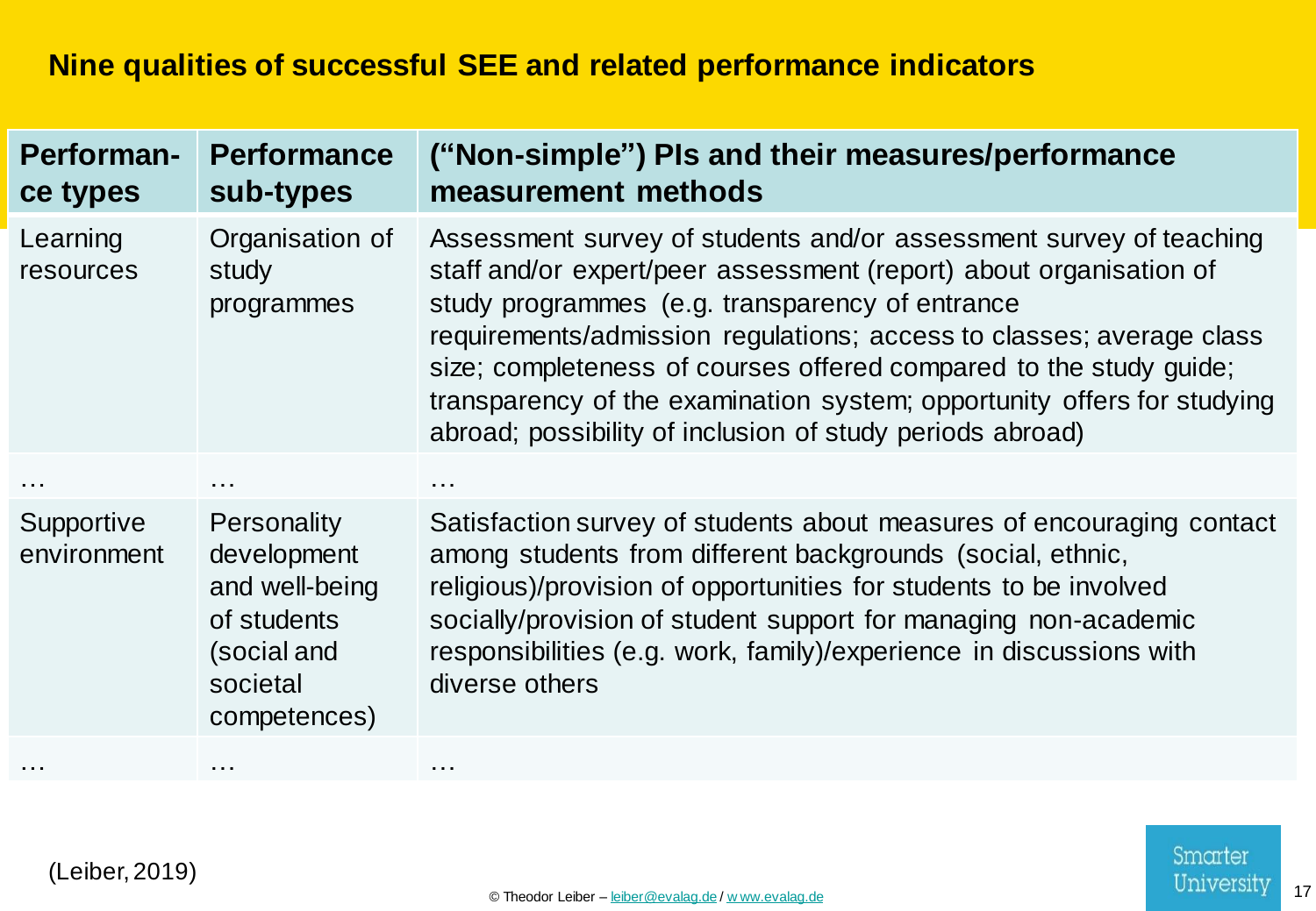## Nine qualities of successful SEE and related performance indicators

| Performan-ce types | Performance sub-types | ("Non-simple") PIs and their measures/performance measurement methods |
|---|---|---|
| Learning resources | Organisation of study programmes | Assessment survey of students and/or assessment survey of teaching staff and/or expert/peer assessment (report) about organisation of study programmes (e.g. transparency of entrance requirements/admission regulations; access to classes; average class size; completeness of courses offered compared to the study guide; transparency of the examination system; opportunity offers for studying abroad; possibility of inclusion of study periods abroad) |
| … | … | … |
| Supportive environment | Personality development and well-being of students (social and societal competences) | Satisfaction survey of students about measures of encouraging contact among students from different backgrounds (social, ethnic, religious)/provision of opportunities for students to be involved socially/provision of student support for managing non-academic responsibilities (e.g. work, family)/experience in discussions with diverse others |
| … | … | … |

(Leiber, 2019)

© Theodor Leiber – leiber@evalag.de / www.evalag.de

Smarter University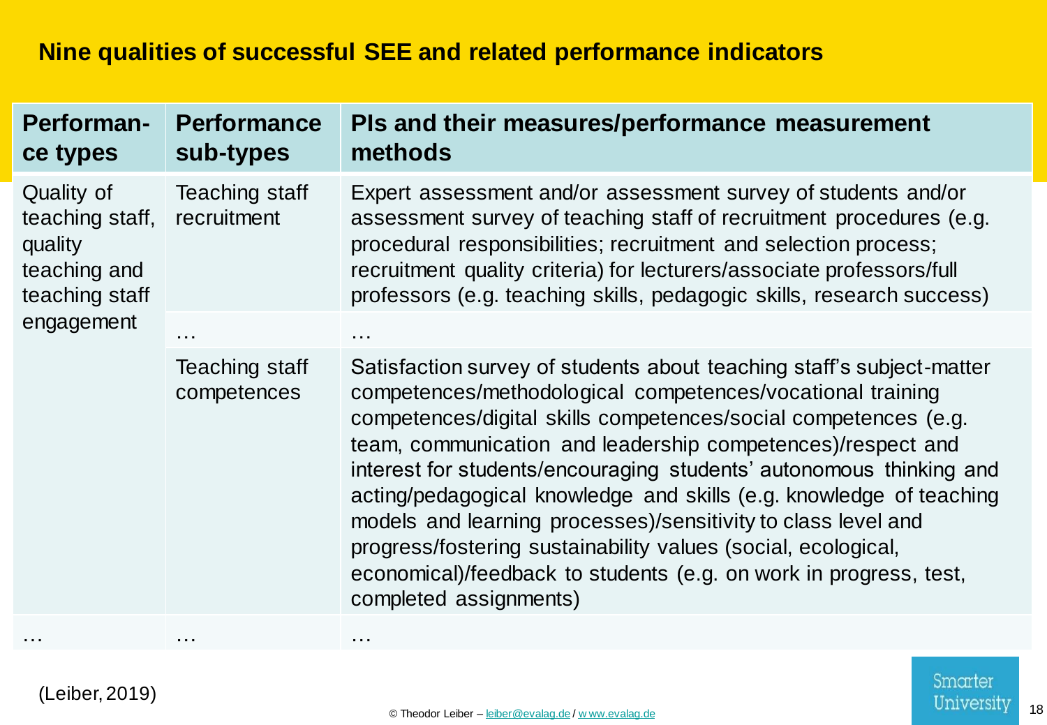## Nine qualities of successful SEE and related performance indicators

| Performance types | Performance sub-types | PIs and their measures/performance measurement methods |
|---|---|---|
| Quality of teaching staff, quality teaching and teaching staff engagement | Teaching staff recruitment | Expert assessment and/or assessment survey of students and/or assessment survey of teaching staff of recruitment procedures (e.g. procedural responsibilities; recruitment and selection process; recruitment quality criteria) for lecturers/associate professors/full professors (e.g. teaching skills, pedagogic skills, research success) |
| | … | … |
| | Teaching staff competences | Satisfaction survey of students about teaching staff's subject-matter competences/methodological competences/vocational training competences/digital skills competences/social competences (e.g. team, communication and leadership competences)/respect and interest for students/encouraging students' autonomous thinking and acting/pedagogical knowledge and skills (e.g. knowledge of teaching models and learning processes)/sensitivity to class level and progress/fostering sustainability values (social, ecological, economical)/feedback to students (e.g. on work in progress, test, completed assignments) |
| … | … | … |

(Leiber, 2019)

© Theodor Leiber – leiber@evalag.de / www.evalag.de

Smarter University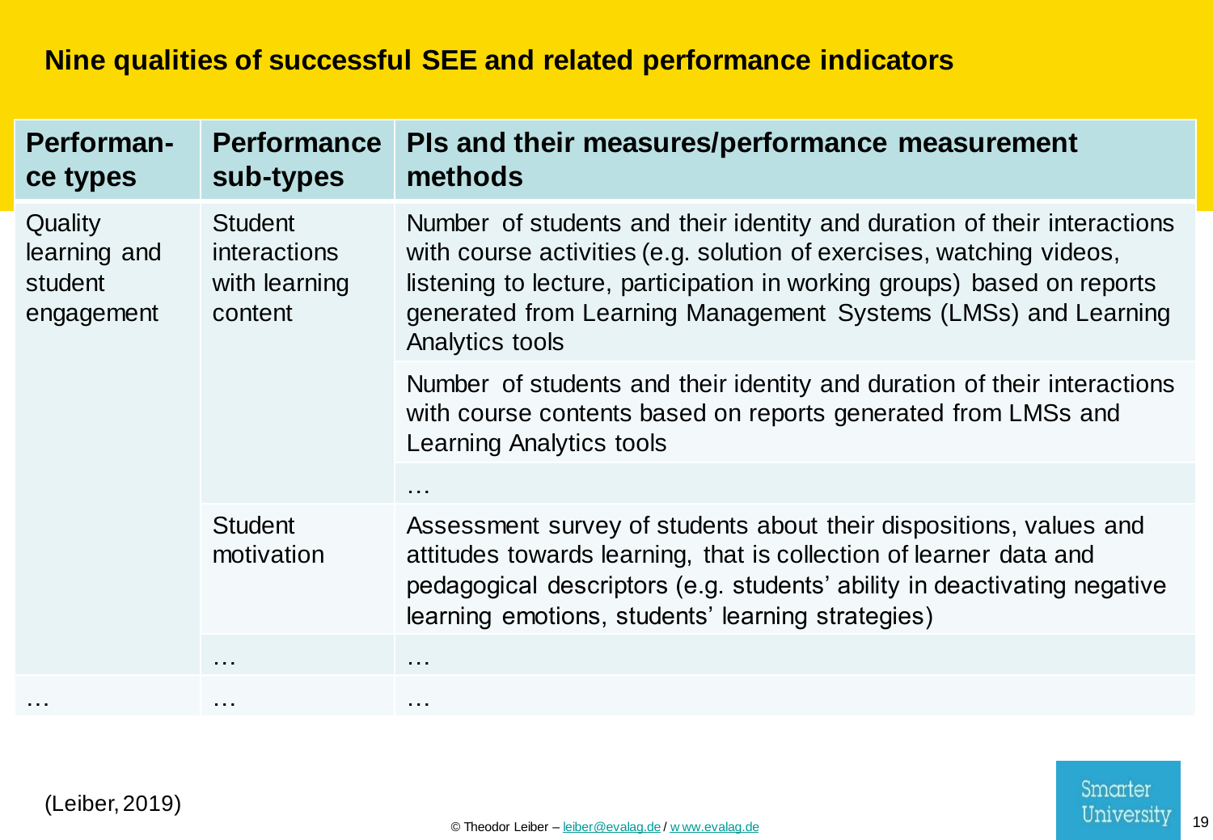## Nine qualities of successful SEE and related performance indicators

| Performance types | Performance sub-types | PIs and their measures/performance measurement methods |
|---|---|---|
| Quality learning and student engagement | Student interactions with learning content | Number of students and their identity and duration of their interactions with course activities (e.g. solution of exercises, watching videos, listening to lecture, participation in working groups) based on reports generated from Learning Management Systems (LMSs) and Learning Analytics tools |
| | | Number of students and their identity and duration of their interactions with course contents based on reports generated from LMSs and Learning Analytics tools |
| | | … |
| | Student motivation | Assessment survey of students about their dispositions, values and attitudes towards learning, that is collection of learner data and pedagogical descriptors (e.g. students' ability in deactivating negative learning emotions, students' learning strategies) |
| | … | … |
| … | … | … |

(Leiber, 2019)

© Theodor Leiber – leiber@evalag.de / www.evalag.de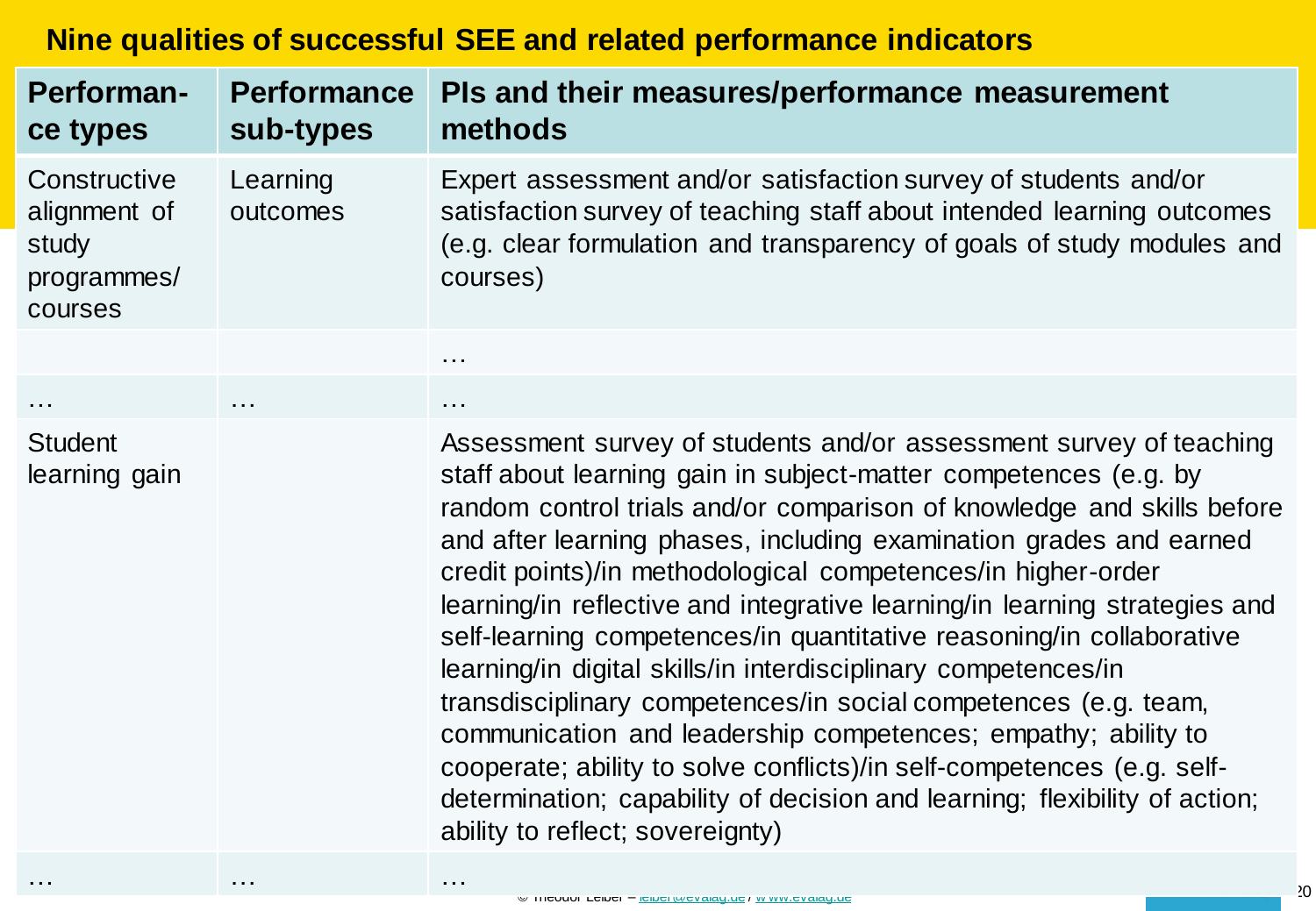# Nine qualities of successful SEE and related performance indicators

| Performance types | Performance sub-types | PIs and their measures/performance measurement methods |
| --- | --- | --- |
| Constructive alignment of study programmes/ courses | Learning outcomes | Expert assessment and/or satisfaction survey of students and/or satisfaction survey of teaching staff about intended learning outcomes (e.g. clear formulation and transparency of goals of study modules and courses) |
| | | … |
| … | … | … |
| Student learning gain | | Assessment survey of students and/or assessment survey of teaching staff about learning gain in subject-matter competences (e.g. by random control trials and/or comparison of knowledge and skills before and after learning phases, including examination grades and earned credit points)/in methodological competences/in higher-order learning/in reflective and integrative learning/in learning strategies and self-learning competences/in quantitative reasoning/in collaborative learning/in digital skills/in interdisciplinary competences/in transdisciplinary competences/in social competences (e.g. team, communication and leadership competences; empathy; ability to cooperate; ability to solve conflicts)/in self-competences (e.g. self-determination; capability of decision and learning; flexibility of action; ability to reflect; sovereignty) |
| … | … | … |

© Theodor Leiber – leiber@evalag.de / www.evalag.de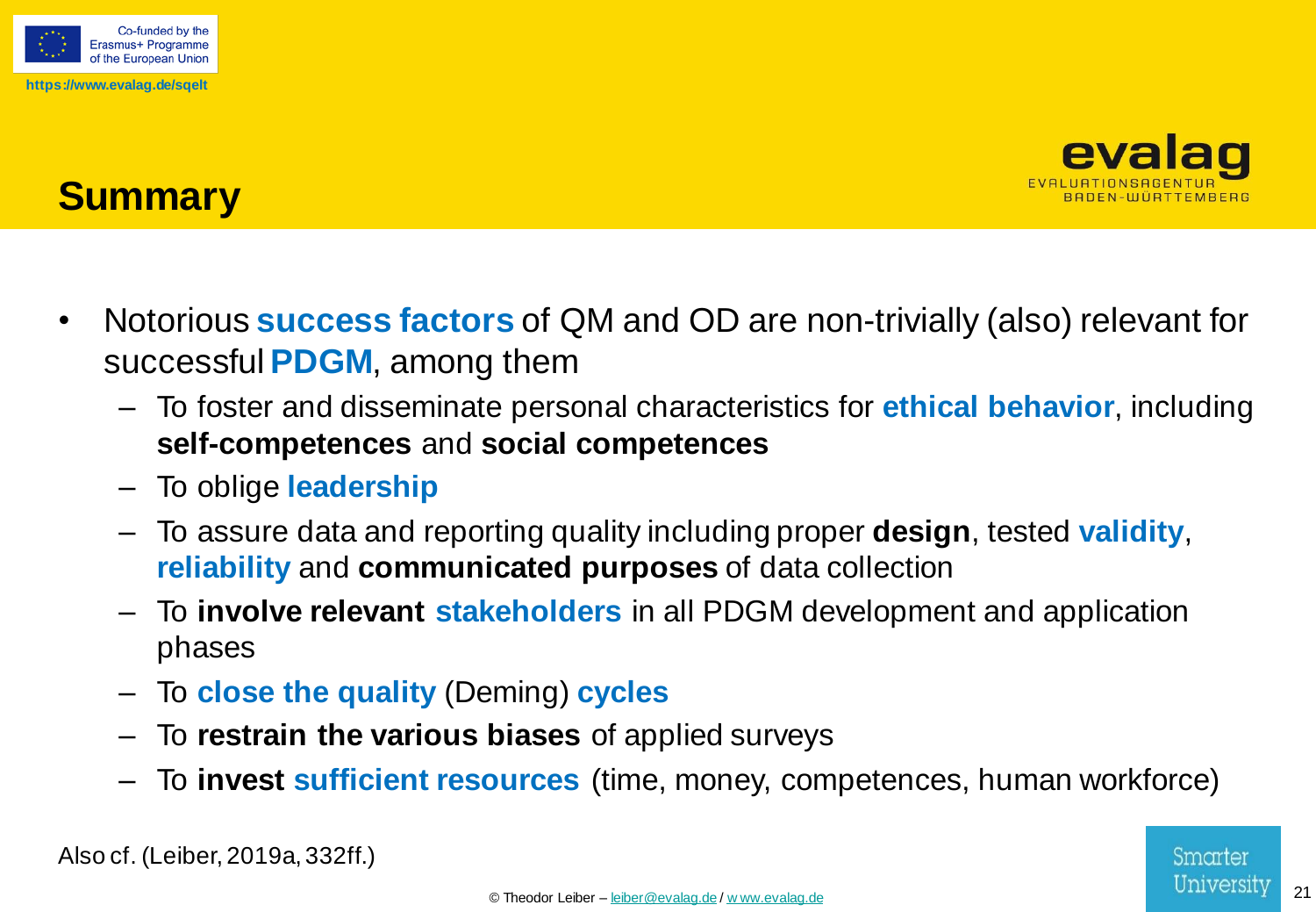## Summary

- Notorious **success factors** of QM and OD are non-trivially (also) relevant for successful **PDGM**, among them
  - To foster and disseminate personal characteristics for **ethical behavior**, including **self-competences** and **social competences**
  - To oblige **leadership**
  - To assure data and reporting quality including proper **design**, tested **validity**, **reliability** and **communicated purposes** of data collection
  - To **involve relevant stakeholders** in all PDGM development and application phases
  - To **close the quality** (Deming) **cycles**
  - To **restrain the various biases** of applied surveys
  - To **invest sufficient resources** (time, money, competences, human workforce)

Also cf. (Leiber, 2019a, 332ff.)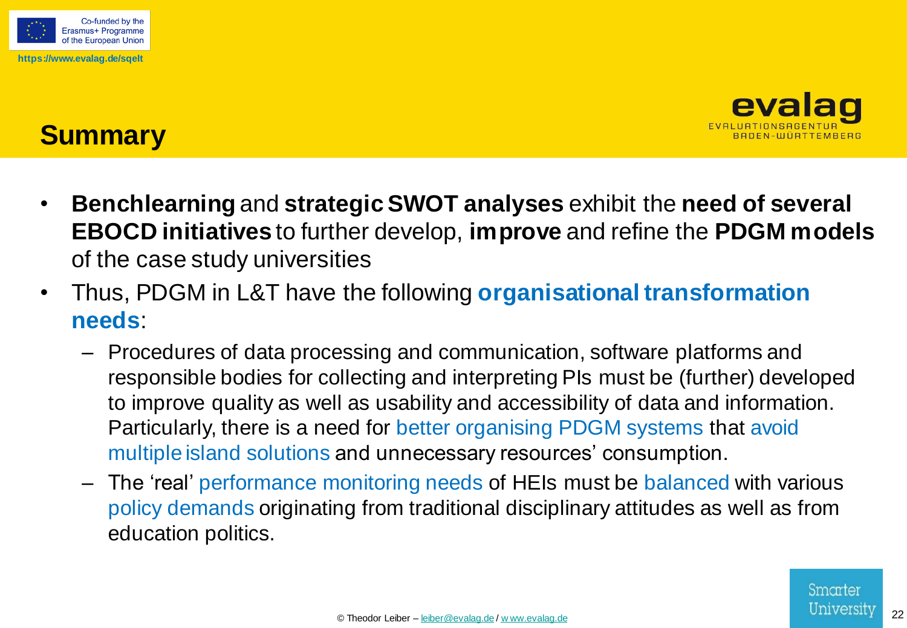# Summary

- **Benchlearning** and **strategic SWOT analyses** exhibit the **need of several EBOCD initiatives** to further develop, **improve** and refine the **PDGM models** of the case study universities
- Thus, PDGM in L&T have the following **organisational transformation needs**:
  - Procedures of data processing and communication, software platforms and responsible bodies for collecting and interpreting PIs must be (further) developed to improve quality as well as usability and accessibility of data and information. Particularly, there is a need for better organising PDGM systems that avoid multiple island solutions and unnecessary resources' consumption.
  - The 'real' performance monitoring needs of HEIs must be balanced with various policy demands originating from traditional disciplinary attitudes as well as from education politics.

© Theodor Leiber – leiber@evalag.de / www.evalag.de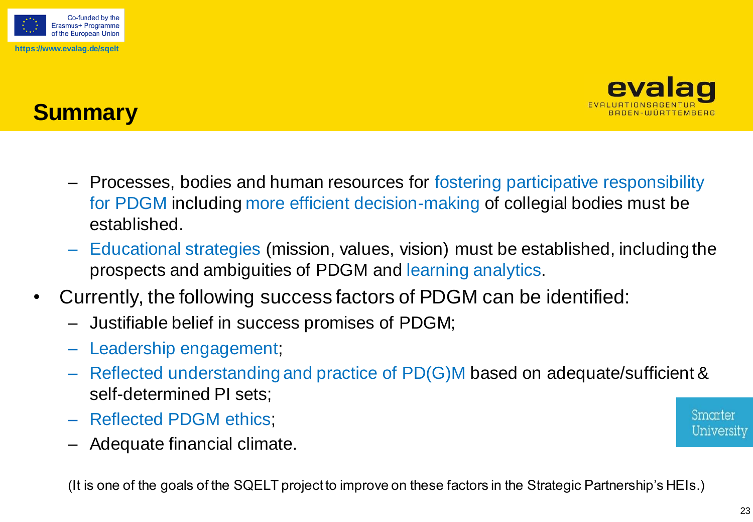## Summary

- Processes, bodies and human resources for fostering participative responsibility for PDGM including more efficient decision-making of collegial bodies must be established.
- Educational strategies (mission, values, vision) must be established, including the prospects and ambiguities of PDGM and learning analytics.

- Currently, the following success factors of PDGM can be identified:
  - Justifiable belief in success promises of PDGM;
  - Leadership engagement;
  - Reflected understanding and practice of PD(G)M based on adequate/sufficient & self-determined PI sets;
  - Reflected PDGM ethics;
  - Adequate financial climate.

(It is one of the goals of the SQELT project to improve on these factors in the Strategic Partnership's HEIs.)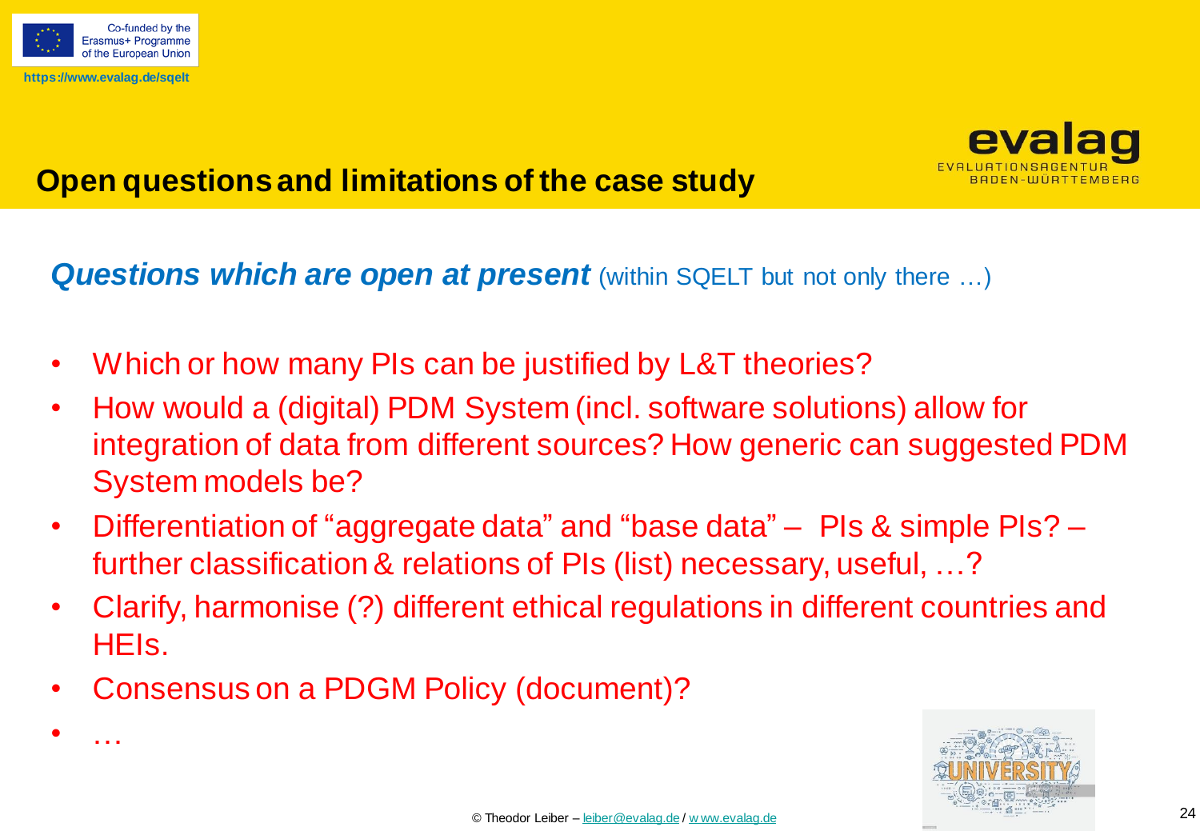Co-funded by the Erasmus+ Programme of the European Union

https://www.evalag.de/sqelt

# Open questions and limitations of the case study

***Questions which are open at present*** (within SQELT but not only there …)

- Which or how many PIs can be justified by L&T theories?
- How would a (digital) PDM System (incl. software solutions) allow for integration of data from different sources? How generic can suggested PDM System models be?
- Differentiation of "aggregate data" and "base data" – PIs & simple PIs? – further classification & relations of PIs (list) necessary, useful, …?
- Clarify, harmonise (?) different ethical regulations in different countries and HEIs.
- Consensus on a PDGM Policy (document)?
- …

© Theodor Leiber – leiber@evalag.de / www.evalag.de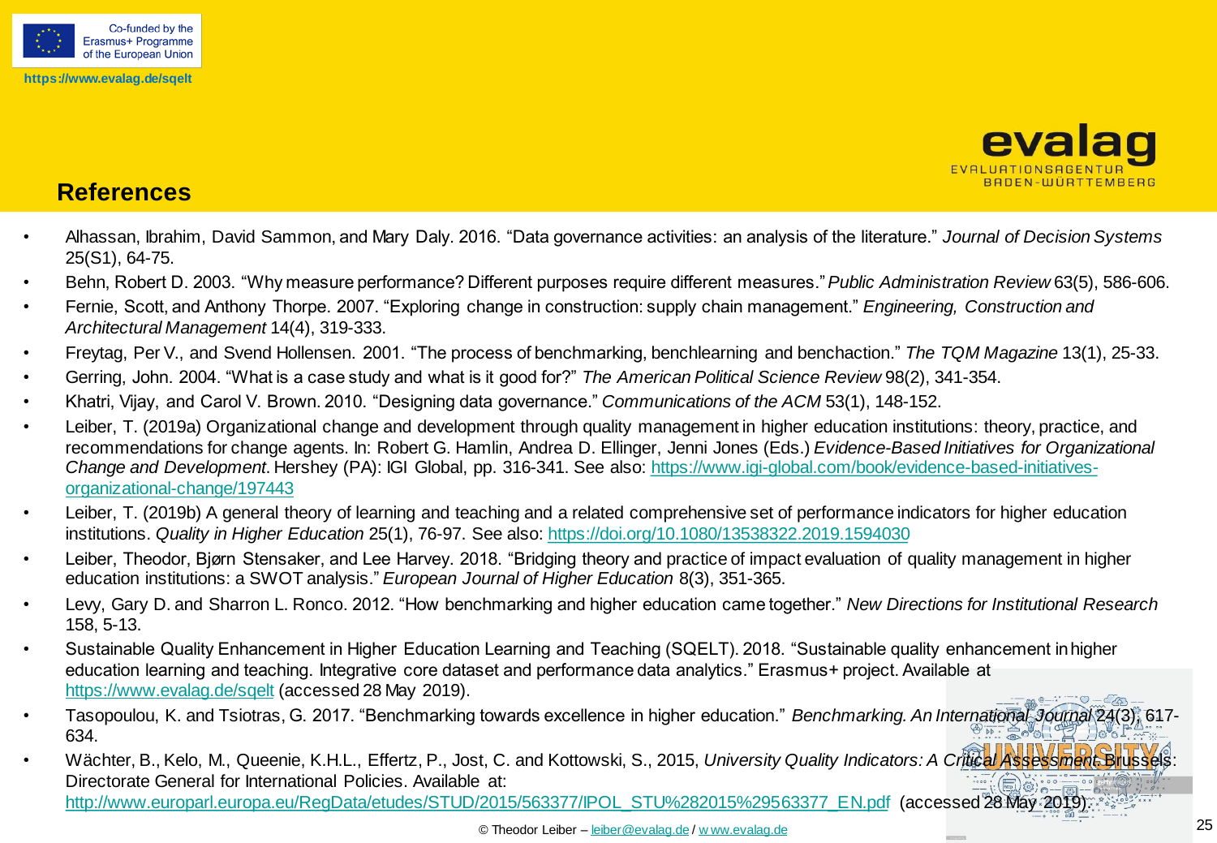## References

- Alhassan, Ibrahim, David Sammon, and Mary Daly. 2016. "Data governance activities: an analysis of the literature." *Journal of Decision Systems* 25(S1), 64-75.
- Behn, Robert D. 2003. "Why measure performance? Different purposes require different measures." *Public Administration Review* 63(5), 586-606.
- Fernie, Scott, and Anthony Thorpe. 2007. "Exploring change in construction: supply chain management." *Engineering, Construction and Architectural Management* 14(4), 319-333.
- Freytag, Per V., and Svend Hollensen. 2001. "The process of benchmarking, benchlearning and benchaction." *The TQM Magazine* 13(1), 25-33.
- Gerring, John. 2004. "What is a case study and what is it good for?" *The American Political Science Review* 98(2), 341-354.
- Khatri, Vijay, and Carol V. Brown. 2010. "Designing data governance." *Communications of the ACM* 53(1), 148-152.
- Leiber, T. (2019a) Organizational change and development through quality management in higher education institutions: theory, practice, and recommendations for change agents. In: Robert G. Hamlin, Andrea D. Ellinger, Jenni Jones (Eds.) *Evidence-Based Initiatives for Organizational Change and Development*. Hershey (PA): IGI Global, pp. 316-341. See also: https://www.igi-global.com/book/evidence-based-initiatives-organizational-change/197443
- Leiber, T. (2019b) A general theory of learning and teaching and a related comprehensive set of performance indicators for higher education institutions. *Quality in Higher Education* 25(1), 76-97. See also: https://doi.org/10.1080/13538322.2019.1594030
- Leiber, Theodor, Bjørn Stensaker, and Lee Harvey. 2018. "Bridging theory and practice of impact evaluation of quality management in higher education institutions: a SWOT analysis." *European Journal of Higher Education* 8(3), 351-365.
- Levy, Gary D. and Sharron L. Ronco. 2012. "How benchmarking and higher education came together." *New Directions for Institutional Research* 158, 5-13.
- Sustainable Quality Enhancement in Higher Education Learning and Teaching (SQELT). 2018. "Sustainable quality enhancement in higher education learning and teaching. Integrative core dataset and performance data analytics." Erasmus+ project. Available at https://www.evalag.de/sqelt (accessed 28 May 2019).
- Tasopoulou, K. and Tsiotras, G. 2017. "Benchmarking towards excellence in higher education." *Benchmarking. An International Journal* 24(3), 617-634.
- Wächter, B., Kelo, M., Queenie, K.H.L., Effertz, P., Jost, C. and Kottowski, S., 2015, *University Quality Indicators: A Critical Assessment*. Brussels: Directorate General for International Policies. Available at: http://www.europarl.europa.eu/RegData/etudes/STUD/2015/563377/IPOL_STU%282015%29563377_EN.pdf (accessed 28 May 2019).